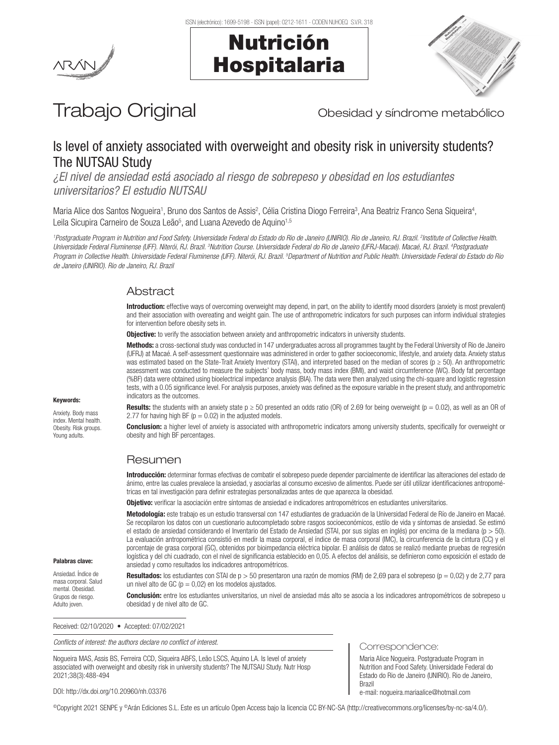# Trabajo Original

Obesidad y síndrome metabólico

## Is level of anxiety associated with overweight and obesity risk in university students? The NUTSAU Study

*¿El nivel de ansiedad está asociado al riesgo de sobrepeso y obesidad en los estudiantes universitarios? El estudio NUTSAU*

Maria Alice dos Santos Nogueira[1], Bruno dos Santos de Assis[2], Célia Cristina Diogo Ferreira[3], Ana Beatriz Franco Sena Siqueira[4], Leila Sicupira Carneiro de Souza Leão[5], and Luana Azevedo de Aquino[1,5]

*[1]Postgraduate Program in Nutrition and Food Safety. Universidade Federal do Estado do Rio de Janeiro (UNIRIO). Rio de Janeiro, RJ. Brazil. [2]Institute of Collective Health. Universidade Federal Fluminense (UFF). Niterói, RJ. Brazil. [3]Nutrition Course. Universidade Federal do Rio de Janeiro (UFRJ-Macaé). Macaé, RJ. Brazil. [4]Postgraduate Program in Collective Health. Universidade Federal Fluminense (UFF). Niterói, RJ. Brazil. [5]Department of Nutrition and Public Health. Universidade Federal do Estado do Rio de Janeiro (UNIRIO). Rio de Janeiro, RJ. Brazil*

### Abstract

**Introduction:** effective ways of overcoming overweight may depend, in part, on the ability to identify mood disorders (anxiety is most prevalent) and their association with overeating and weight gain. The use of anthropometric indicators for such purposes can inform individual strategies for intervention before obesity sets in.

**Objective:** to verify the association between anxiety and anthropometric indicators in university students.

**Methods:** a cross-sectional study was conducted in 147 undergraduates across all programmes taught by the Federal University of Rio de Janeiro (UFRJ) at Macaé. A self-assessment questionnaire was administered in order to gather socioeconomic, lifestyle, and anxiety data. Anxiety status was estimated based on the State-Trait Anxiety Inventory (STAI), and interpreted based on the median of scores ($p \geq 50$). An anthropometric assessment was conducted to measure the subjects' body mass, body mass index (BMI), and waist circumference (WC). Body fat percentage (%BF) data were obtained using bioelectrical impedance analysis (BIA). The data were then analyzed using the chi-square and logistic regression tests, with a 0.05 significance level. For analysis purposes, anxiety was defined as the exposure variable in the present study, and anthropometric indicators as the outcomes.

**Results:** the students with an anxiety state $p \geq 50$ presented an odds ratio (OR) of 2.69 for being overweight ($p = 0.02$), as well as an OR of 2.77 for having high BF ($p = 0.02$) in the adjusted models.

**Conclusion:** a higher level of anxiety is associated with anthropometric indicators among university students, specifically for overweight or obesity and high BF percentages.

**Keywords:**

Anxiety. Body mass index. Mental health. Obesity. Risk groups. Young adults.

### Resumen

**Introducción:** determinar formas efectivas de combatir el sobrepeso puede depender parcialmente de identificar las alteraciones del estado de ánimo, entre las cuales prevalece la ansiedad, y asociarlas al consumo excesivo de alimentos. Puede ser útil utilizar identificaciones antropométricas en tal investigación para definir estrategias personalizadas antes de que aparezca la obesidad.

**Objetivo:** verificar la asociación entre síntomas de ansiedad e indicadores antropométricos en estudiantes universitarios.

**Metodología:** este trabajo es un estudio transversal con 147 estudiantes de graduación de la Universidad Federal de Río de Janeiro en Macaé. Se recopilaron los datos con un cuestionario autocompletado sobre rasgos socioeconómicos, estilo de vida y síntomas de ansiedad. Se estimó el estado de ansiedad considerando el Inventario del Estado de Ansiedad (STAI, por sus siglas en inglés) por encima de la mediana ($p > 50$). La evaluación antropométrica consistió en medir la masa corporal, el índice de masa corporal (IMC), la circunferencia de la cintura (CC) y el porcentaje de grasa corporal (GC), obtenidos por bioimpedancia eléctrica bipolar. El análisis de datos se realizó mediante pruebas de regresión logística y del chi cuadrado, con el nivel de significancia establecido en 0,05. A efectos del análisis, se definieron como exposición el estado de ansiedad y como resultados los indicadores antropométricos.

**Resultados:** los estudiantes con STAI de $p > 50$ presentaron una razón de momios (RM) de 2,69 para el sobrepeso ($p = 0,02$) y de 2,77 para un nivel alto de GC ($p = 0,02$) en los modelos ajustados.

**Conclusión:** entre los estudiantes universitarios, un nivel de ansiedad más alto se asocia a los indicadores antropométricos de sobrepeso u obesidad y de nivel alto de GC.

**Palabras clave:**

Ansiedad. Índice de masa corporal. Salud mental. Obesidad. Grupos de riesgo. Adulto joven.

Received: 02/10/2020 • Accepted: 07/02/2021

*Conflicts of interest: the authors declare no conflict of interest.*

Nogueira MAS, Assis BS, Ferreira CCD, Siqueira ABFS, Leão LSCS, Aquino LA. Is level of anxiety associated with overweight and obesity risk in university students? The NUTSAU Study. Nutr Hosp 2021;38(3):488-494

DOI: http://dx.doi.org/10.20960/nh.03376

**Correspondence:**

Maria Alice Nogueira. Postgraduate Program in Nutrition and Food Safety. Universidade Federal do Estado do Rio de Janeiro (UNIRIO). Rio de Janeiro, Brazil
e-mail: nogueira.mariaalice@hotmail.com

©Copyright 2021 SENPE y ©Arán Ediciones S.L. Este es un artículo Open Access bajo la licencia CC BY-NC-SA (http://creativecommons.org/licenses/by-nc-sa/4.0/).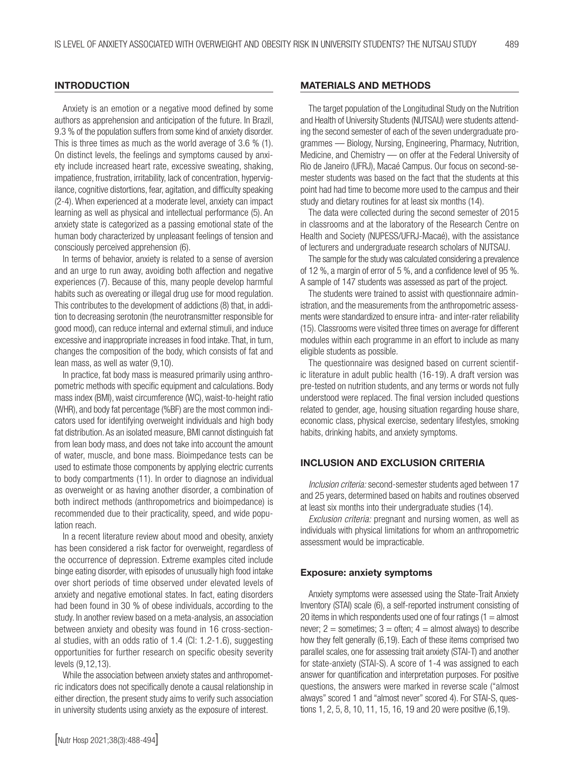## INTRODUCTION

Anxiety is an emotion or a negative mood defined by some authors as apprehension and anticipation of the future. In Brazil, 9.3 % of the population suffers from some kind of anxiety disorder. This is three times as much as the world average of 3.6 % (1). On distinct levels, the feelings and symptoms caused by anxiety include increased heart rate, excessive sweating, shaking, impatience, frustration, irritability, lack of concentration, hypervigilance, cognitive distortions, fear, agitation, and difficulty speaking (2-4). When experienced at a moderate level, anxiety can impact learning as well as physical and intellectual performance (5). An anxiety state is categorized as a passing emotional state of the human body characterized by unpleasant feelings of tension and consciously perceived apprehension (6).

In terms of behavior, anxiety is related to a sense of aversion and an urge to run away, avoiding both affection and negative experiences (7). Because of this, many people develop harmful habits such as overeating or illegal drug use for mood regulation. This contributes to the development of addictions (8) that, in addition to decreasing serotonin (the neurotransmitter responsible for good mood), can reduce internal and external stimuli, and induce excessive and inappropriate increases in food intake. That, in turn, changes the composition of the body, which consists of fat and lean mass, as well as water (9,10).

In practice, fat body mass is measured primarily using anthropometric methods with specific equipment and calculations. Body mass index (BMI), waist circumference (WC), waist-to-height ratio (WHR), and body fat percentage (%BF) are the most common indicators used for identifying overweight individuals and high body fat distribution. As an isolated measure, BMI cannot distinguish fat from lean body mass, and does not take into account the amount of water, muscle, and bone mass. Bioimpedance tests can be used to estimate those components by applying electric currents to body compartments (11). In order to diagnose an individual as overweight or as having another disorder, a combination of both indirect methods (anthropometrics and bioimpedance) is recommended due to their practicality, speed, and wide population reach.

In a recent literature review about mood and obesity, anxiety has been considered a risk factor for overweight, regardless of the occurrence of depression. Extreme examples cited include binge eating disorder, with episodes of unusually high food intake over short periods of time observed under elevated levels of anxiety and negative emotional states. In fact, eating disorders had been found in 30 % of obese individuals, according to the study. In another review based on a meta-analysis, an association between anxiety and obesity was found in 16 cross-sectional studies, with an odds ratio of 1.4 (CI: 1.2-1.6), suggesting opportunities for further research on specific obesity severity levels (9,12,13).

While the association between anxiety states and anthropometric indicators does not specifically denote a causal relationship in either direction, the present study aims to verify such association in university students using anxiety as the exposure of interest.

## MATERIALS AND METHODS

The target population of the Longitudinal Study on the Nutrition and Health of University Students (NUTSAU) were students attending the second semester of each of the seven undergraduate programmes — Biology, Nursing, Engineering, Pharmacy, Nutrition, Medicine, and Chemistry — on offer at the Federal University of Rio de Janeiro (UFRJ), Macaé Campus. Our focus on second-semester students was based on the fact that the students at this point had had time to become more used to the campus and their study and dietary routines for at least six months (14).

The data were collected during the second semester of 2015 in classrooms and at the laboratory of the Research Centre on Health and Society (NUPESS/UFRJ-Macaé), with the assistance of lecturers and undergraduate research scholars of NUTSAU.

The sample for the study was calculated considering a prevalence of 12 %, a margin of error of 5 %, and a confidence level of 95 %. A sample of 147 students was assessed as part of the project.

The students were trained to assist with questionnaire administration, and the measurements from the anthropometric assessments were standardized to ensure intra- and inter-rater reliability (15). Classrooms were visited three times on average for different modules within each programme in an effort to include as many eligible students as possible.

The questionnaire was designed based on current scientific literature in adult public health (16-19). A draft version was pre-tested on nutrition students, and any terms or words not fully understood were replaced. The final version included questions related to gender, age, housing situation regarding house share, economic class, physical exercise, sedentary lifestyles, smoking habits, drinking habits, and anxiety symptoms.

## INCLUSION AND EXCLUSION CRITERIA

*Inclusion criteria:* second-semester students aged between 17 and 25 years, determined based on habits and routines observed at least six months into their undergraduate studies (14).

*Exclusion criteria:* pregnant and nursing women, as well as individuals with physical limitations for whom an anthropometric assessment would be impracticable.

### Exposure: anxiety symptoms

Anxiety symptoms were assessed using the State-Trait Anxiety Inventory (STAI) scale (6), a self-reported instrument consisting of 20 items in which respondents used one of four ratings (1 = almost never; 2 = sometimes; 3 = often; 4 = almost always) to describe how they felt generally (6,19). Each of these items comprised two parallel scales, one for assessing trait anxiety (STAI-T) and another for state-anxiety (STAI-S). A score of 1-4 was assigned to each answer for quantification and interpretation purposes. For positive questions, the answers were marked in reverse scale ("almost always" scored 1 and "almost never" scored 4). For STAI-S, questions 1, 2, 5, 8, 10, 11, 15, 16, 19 and 20 were positive (6,19).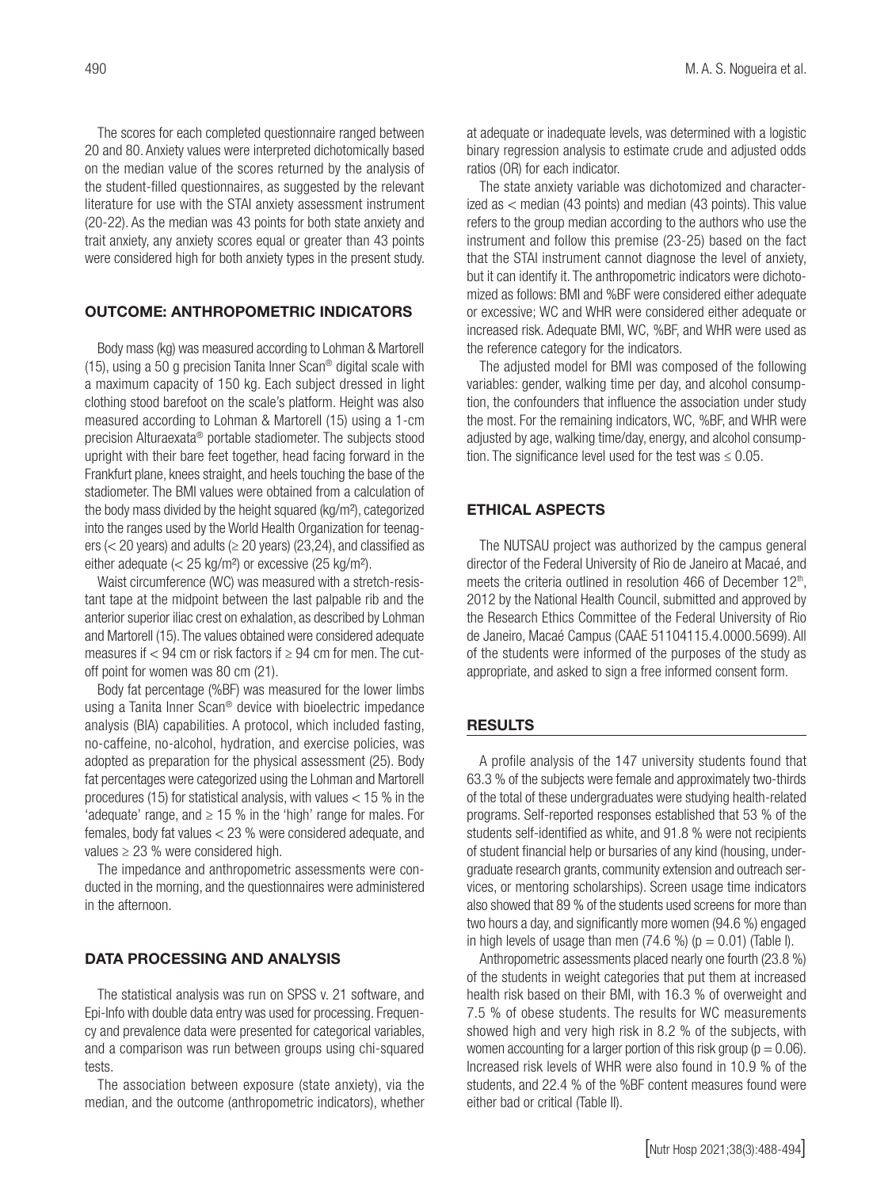The scores for each completed questionnaire ranged between 20 and 80. Anxiety values were interpreted dichotomically based on the median value of the scores returned by the analysis of the student-filled questionnaires, as suggested by the relevant literature for use with the STAI anxiety assessment instrument (20-22). As the median was 43 points for both state anxiety and trait anxiety, any anxiety scores equal or greater than 43 points were considered high for both anxiety types in the present study.

## OUTCOME: ANTHROPOMETRIC INDICATORS

Body mass (kg) was measured according to Lohman & Martorell (15), using a 50 g precision Tanita Inner Scan® digital scale with a maximum capacity of 150 kg. Each subject dressed in light clothing stood barefoot on the scale's platform. Height was also measured according to Lohman & Martorell (15) using a 1-cm precision Alturaexata® portable stadiometer. The subjects stood upright with their bare feet together, head facing forward in the Frankfurt plane, knees straight, and heels touching the base of the stadiometer. The BMI values were obtained from a calculation of the body mass divided by the height squared (kg/m²), categorized into the ranges used by the World Health Organization for teenagers (< 20 years) and adults (≥ 20 years) (23,24), and classified as either adequate (< 25 kg/m²) or excessive (25 kg/m²).

Waist circumference (WC) was measured with a stretch-resistant tape at the midpoint between the last palpable rib and the anterior superior iliac crest on exhalation, as described by Lohman and Martorell (15). The values obtained were considered adequate measures if < 94 cm or risk factors if ≥ 94 cm for men. The cut-off point for women was 80 cm (21).

Body fat percentage (%BF) was measured for the lower limbs using a Tanita Inner Scan® device with bioelectric impedance analysis (BIA) capabilities. A protocol, which included fasting, no-caffeine, no-alcohol, hydration, and exercise policies, was adopted as preparation for the physical assessment (25). Body fat percentages were categorized using the Lohman and Martorell procedures (15) for statistical analysis, with values < 15 % in the 'adequate' range, and ≥ 15 % in the 'high' range for males. For females, body fat values < 23 % were considered adequate, and values ≥ 23 % were considered high.

The impedance and anthropometric assessments were conducted in the morning, and the questionnaires were administered in the afternoon.

## DATA PROCESSING AND ANALYSIS

The statistical analysis was run on SPSS v. 21 software, and Epi-Info with double data entry was used for processing. Frequency and prevalence data were presented for categorical variables, and a comparison was run between groups using chi-squared tests.

The association between exposure (state anxiety), via the median, and the outcome (anthropometric indicators), whether at adequate or inadequate levels, was determined with a logistic binary regression analysis to estimate crude and adjusted odds ratios (OR) for each indicator.

The state anxiety variable was dichotomized and characterized as < median (43 points) and median (43 points). This value refers to the group median according to the authors who use the instrument and follow this premise (23-25) based on the fact that the STAI instrument cannot diagnose the level of anxiety, but it can identify it. The anthropometric indicators were dichotomized as follows: BMI and %BF were considered either adequate or excessive; WC and WHR were considered either adequate or increased risk. Adequate BMI, WC, %BF, and WHR were used as the reference category for the indicators.

The adjusted model for BMI was composed of the following variables: gender, walking time per day, and alcohol consumption, the confounders that influence the association under study the most. For the remaining indicators, WC, %BF, and WHR were adjusted by age, walking time/day, energy, and alcohol consumption. The significance level used for the test was ≤ 0.05.

## ETHICAL ASPECTS

The NUTSAU project was authorized by the campus general director of the Federal University of Rio de Janeiro at Macaé, and meets the criteria outlined in resolution 466 of December 12th, 2012 by the National Health Council, submitted and approved by the Research Ethics Committee of the Federal University of Rio de Janeiro, Macaé Campus (CAAE 51104115.4.0000.5699). All of the students were informed of the purposes of the study as appropriate, and asked to sign a free informed consent form.

## RESULTS

A profile analysis of the 147 university students found that 63.3 % of the subjects were female and approximately two-thirds of the total of these undergraduates were studying health-related programs. Self-reported responses established that 53 % of the students self-identified as white, and 91.8 % were not recipients of student financial help or bursaries of any kind (housing, undergraduate research grants, community extension and outreach services, or mentoring scholarships). Screen usage time indicators also showed that 89 % of the students used screens for more than two hours a day, and significantly more women (94.6 %) engaged in high levels of usage than men (74.6 %) ($p = 0.01$) (Table I).

Anthropometric assessments placed nearly one fourth (23.8 %) of the students in weight categories that put them at increased health risk based on their BMI, with 16.3 % of overweight and 7.5 % of obese students. The results for WC measurements showed high and very high risk in 8.2 % of the subjects, with women accounting for a larger portion of this risk group ($p = 0.06$). Increased risk levels of WHR were also found in 10.9 % of the students, and 22.4 % of the %BF content measures found were either bad or critical (Table II).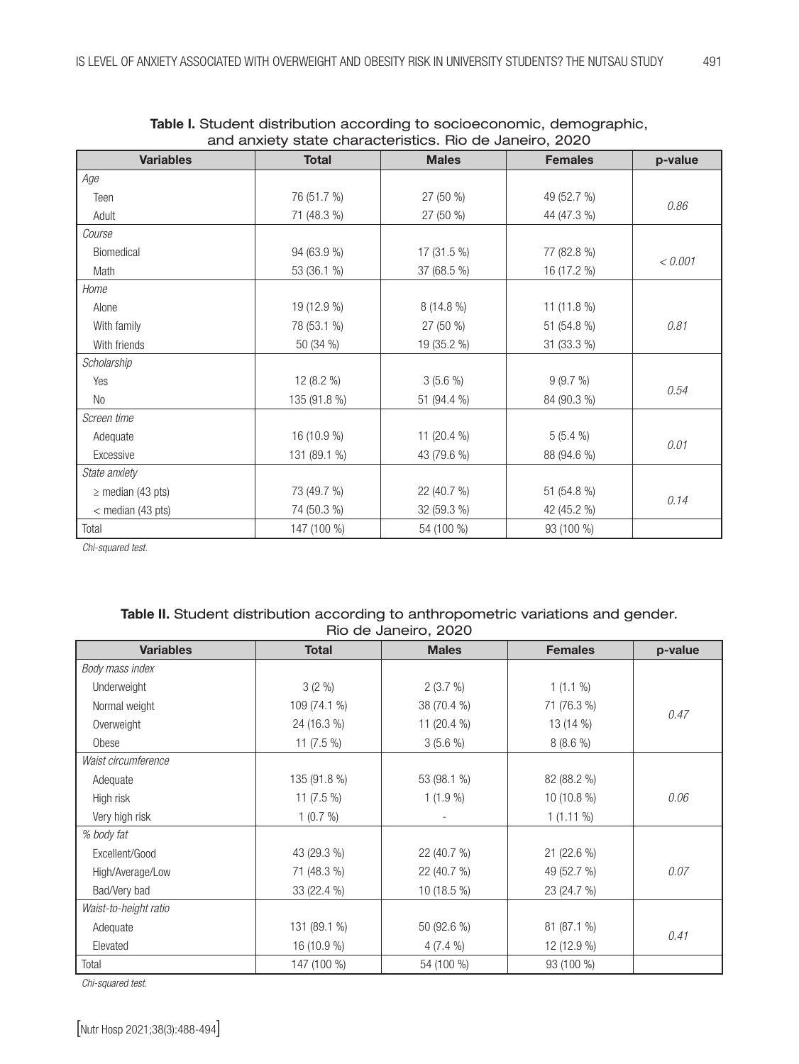**Table I.** Student distribution according to socioeconomic, demographic, and anxiety state characteristics. Rio de Janeiro, 2020

| Variables | Total | Males | Females | p-value |
|---|---|---|---|---|
| *Age* | | | | |
| Teen | 76 (51.7 %) | 27 (50 %) | 49 (52.7 %) | *0.86* |
| Adult | 71 (48.3 %) | 27 (50 %) | 44 (47.3 %) | |
| *Course* | | | | |
| Biomedical | 94 (63.9 %) | 17 (31.5 %) | 77 (82.8 %) | *< 0.001* |
| Math | 53 (36.1 %) | 37 (68.5 %) | 16 (17.2 %) | |
| *Home* | | | | |
| Alone | 19 (12.9 %) | 8 (14.8 %) | 11 (11.8 %) | |
| With family | 78 (53.1 %) | 27 (50 %) | 51 (54.8 %) | *0.81* |
| With friends | 50 (34 %) | 19 (35.2 %) | 31 (33.3 %) | |
| *Scholarship* | | | | |
| Yes | 12 (8.2 %) | 3 (5.6 %) | 9 (9.7 %) | *0.54* |
| No | 135 (91.8 %) | 51 (94.4 %) | 84 (90.3 %) | |
| *Screen time* | | | | |
| Adequate | 16 (10.9 %) | 11 (20.4 %) | 5 (5.4 %) | *0.01* |
| Excessive | 131 (89.1 %) | 43 (79.6 %) | 88 (94.6 %) | |
| *State anxiety* | | | | |
| ≥ median (43 pts) | 73 (49.7 %) | 22 (40.7 %) | 51 (54.8 %) | *0.14* |
| < median (43 pts) | 74 (50.3 %) | 32 (59.3 %) | 42 (45.2 %) | |
| Total | 147 (100 %) | 54 (100 %) | 93 (100 %) | |

*Chi-squared test.*

**Table II.** Student distribution according to anthropometric variations and gender. Rio de Janeiro, 2020

| Variables | Total | Males | Females | p-value |
|---|---|---|---|---|
| *Body mass index* | | | | |
| Underweight | 3 (2 %) | 2 (3.7 %) | 1 (1.1 %) | |
| Normal weight | 109 (74.1 %) | 38 (70.4 %) | 71 (76.3 %) | *0.47* |
| Overweight | 24 (16.3 %) | 11 (20.4 %) | 13 (14 %) | |
| Obese | 11 (7.5 %) | 3 (5.6 %) | 8 (8.6 %) | |
| *Waist circumference* | | | | |
| Adequate | 135 (91.8 %) | 53 (98.1 %) | 82 (88.2 %) | |
| High risk | 11 (7.5 %) | 1 (1.9 %) | 10 (10.8 %) | *0.06* |
| Very high risk | 1 (0.7 %) | - | 1 (1.11 %) | |
| *% body fat* | | | | |
| Excellent/Good | 43 (29.3 %) | 22 (40.7 %) | 21 (22.6 %) | |
| High/Average/Low | 71 (48.3 %) | 22 (40.7 %) | 49 (52.7 %) | *0.07* |
| Bad/Very bad | 33 (22.4 %) | 10 (18.5 %) | 23 (24.7 %) | |
| *Waist-to-height ratio* | | | | |
| Adequate | 131 (89.1 %) | 50 (92.6 %) | 81 (87.1 %) | *0.41* |
| Elevated | 16 (10.9 %) | 4 (7.4 %) | 12 (12.9 %) | |
| Total | 147 (100 %) | 54 (100 %) | 93 (100 %) | |

*Chi-squared test.*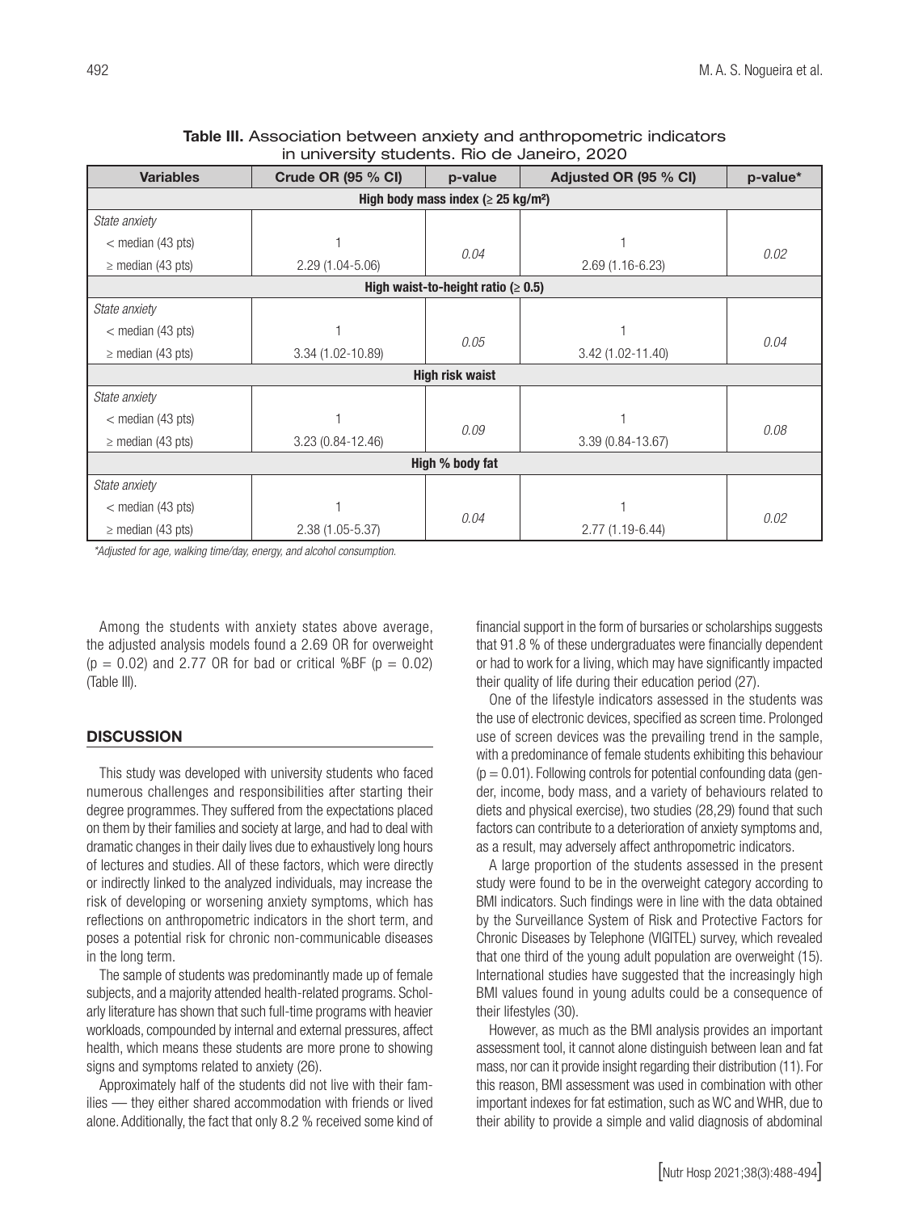**Table III.** Association between anxiety and anthropometric indicators in university students. Rio de Janeiro, 2020

| Variables | Crude OR (95 % CI) | p-value | Adjusted OR (95 % CI) | p-value* |
|---|---|---|---|---|
| **High body mass index (≥ 25 kg/m²)** | | | | |
| *State anxiety* | | | | |
| < median (43 pts) | 1 | *0.04* | 1 | *0.02* |
| ≥ median (43 pts) | 2.29 (1.04-5.06) | | 2.69 (1.16-6.23) | |
| **High waist-to-height ratio (≥ 0.5)** | | | | |
| *State anxiety* | | | | |
| < median (43 pts) | 1 | *0.05* | 1 | *0.04* |
| ≥ median (43 pts) | 3.34 (1.02-10.89) | | 3.42 (1.02-11.40) | |
| **High risk waist** | | | | |
| *State anxiety* | | | | |
| < median (43 pts) | 1 | *0.09* | 1 | *0.08* |
| ≥ median (43 pts) | 3.23 (0.84-12.46) | | 3.39 (0.84-13.67) | |
| **High % body fat** | | | | |
| *State anxiety* | | | | |
| < median (43 pts) | 1 | *0.04* | 1 | *0.02* |
| ≥ median (43 pts) | 2.38 (1.05-5.37) | | 2.77 (1.19-6.44) | |

*\*Adjusted for age, walking time/day, energy, and alcohol consumption.*

Among the students with anxiety states above average, the adjusted analysis models found a 2.69 OR for overweight ($p = 0.02$) and 2.77 OR for bad or critical %BF ($p = 0.02$) (Table III).

## DISCUSSION

This study was developed with university students who faced numerous challenges and responsibilities after starting their degree programmes. They suffered from the expectations placed on them by their families and society at large, and had to deal with dramatic changes in their daily lives due to exhaustively long hours of lectures and studies. All of these factors, which were directly or indirectly linked to the analyzed individuals, may increase the risk of developing or worsening anxiety symptoms, which has reflections on anthropometric indicators in the short term, and poses a potential risk for chronic non-communicable diseases in the long term.

The sample of students was predominantly made up of female subjects, and a majority attended health-related programs. Scholarly literature has shown that such full-time programs with heavier workloads, compounded by internal and external pressures, affect health, which means these students are more prone to showing signs and symptoms related to anxiety (26).

Approximately half of the students did not live with their families — they either shared accommodation with friends or lived alone. Additionally, the fact that only 8.2 % received some kind of financial support in the form of bursaries or scholarships suggests that 91.8 % of these undergraduates were financially dependent or had to work for a living, which may have significantly impacted their quality of life during their education period (27).

One of the lifestyle indicators assessed in the students was the use of electronic devices, specified as screen time. Prolonged use of screen devices was the prevailing trend in the sample, with a predominance of female students exhibiting this behaviour ($p = 0.01$). Following controls for potential confounding data (gender, income, body mass, and a variety of behaviours related to diets and physical exercise), two studies (28,29) found that such factors can contribute to a deterioration of anxiety symptoms and, as a result, may adversely affect anthropometric indicators.

A large proportion of the students assessed in the present study were found to be in the overweight category according to BMI indicators. Such findings were in line with the data obtained by the Surveillance System of Risk and Protective Factors for Chronic Diseases by Telephone (VIGITEL) survey, which revealed that one third of the young adult population are overweight (15). International studies have suggested that the increasingly high BMI values found in young adults could be a consequence of their lifestyles (30).

However, as much as the BMI analysis provides an important assessment tool, it cannot alone distinguish between lean and fat mass, nor can it provide insight regarding their distribution (11). For this reason, BMI assessment was used in combination with other important indexes for fat estimation, such as WC and WHR, due to their ability to provide a simple and valid diagnosis of abdominal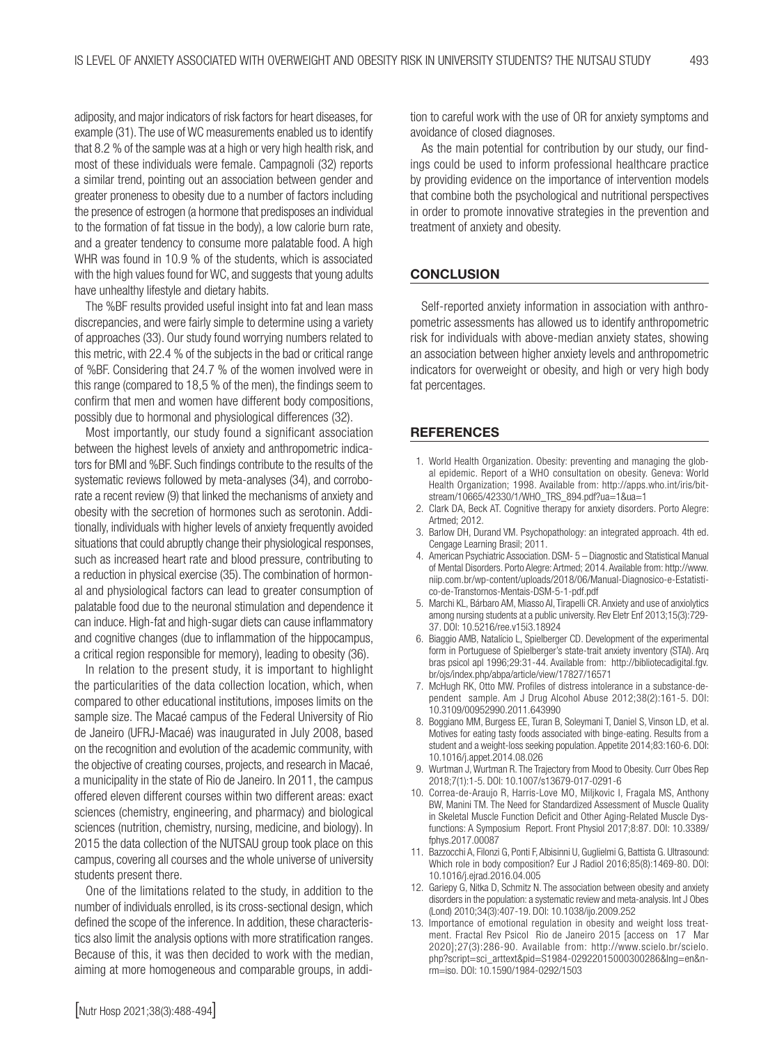adiposity, and major indicators of risk factors for heart diseases, for example (31). The use of WC measurements enabled us to identify that 8.2 % of the sample was at a high or very high health risk, and most of these individuals were female. Campagnoli (32) reports a similar trend, pointing out an association between gender and greater proneness to obesity due to a number of factors including the presence of estrogen (a hormone that predisposes an individual to the formation of fat tissue in the body), a low calorie burn rate, and a greater tendency to consume more palatable food. A high WHR was found in 10.9 % of the students, which is associated with the high values found for WC, and suggests that young adults have unhealthy lifestyle and dietary habits.

The %BF results provided useful insight into fat and lean mass discrepancies, and were fairly simple to determine using a variety of approaches (33). Our study found worrying numbers related to this metric, with 22.4 % of the subjects in the bad or critical range of %BF. Considering that 24.7 % of the women involved were in this range (compared to 18,5 % of the men), the findings seem to confirm that men and women have different body compositions, possibly due to hormonal and physiological differences (32).

Most importantly, our study found a significant association between the highest levels of anxiety and anthropometric indicators for BMI and %BF. Such findings contribute to the results of the systematic reviews followed by meta-analyses (34), and corroborate a recent review (9) that linked the mechanisms of anxiety and obesity with the secretion of hormones such as serotonin. Additionally, individuals with higher levels of anxiety frequently avoided situations that could abruptly change their physiological responses, such as increased heart rate and blood pressure, contributing to a reduction in physical exercise (35). The combination of hormonal and physiological factors can lead to greater consumption of palatable food due to the neuronal stimulation and dependence it can induce. High-fat and high-sugar diets can cause inflammatory and cognitive changes (due to inflammation of the hippocampus, a critical region responsible for memory), leading to obesity (36).

In relation to the present study, it is important to highlight the particularities of the data collection location, which, when compared to other educational institutions, imposes limits on the sample size. The Macaé campus of the Federal University of Rio de Janeiro (UFRJ-Macaé) was inaugurated in July 2008, based on the recognition and evolution of the academic community, with the objective of creating courses, projects, and research in Macaé, a municipality in the state of Rio de Janeiro. In 2011, the campus offered eleven different courses within two different areas: exact sciences (chemistry, engineering, and pharmacy) and biological sciences (nutrition, chemistry, nursing, medicine, and biology). In 2015 the data collection of the NUTSAU group took place on this campus, covering all courses and the whole universe of university students present there.

One of the limitations related to the study, in addition to the number of individuals enrolled, is its cross-sectional design, which defined the scope of the inference. In addition, these characteristics also limit the analysis options with more stratification ranges. Because of this, it was then decided to work with the median, aiming at more homogeneous and comparable groups, in addition to careful work with the use of OR for anxiety symptoms and avoidance of closed diagnoses.

As the main potential for contribution by our study, our findings could be used to inform professional healthcare practice by providing evidence on the importance of intervention models that combine both the psychological and nutritional perspectives in order to promote innovative strategies in the prevention and treatment of anxiety and obesity.

## CONCLUSION

Self-reported anxiety information in association with anthropometric assessments has allowed us to identify anthropometric risk for individuals with above-median anxiety states, showing an association between higher anxiety levels and anthropometric indicators for overweight or obesity, and high or very high body fat percentages.

## REFERENCES

1. World Health Organization. Obesity: preventing and managing the global epidemic. Report of a WHO consultation on obesity. Geneva: World Health Organization; 1998. Available from: http://apps.who.int/iris/bitstream/10665/42330/1/WHO_TRS_894.pdf?ua=1&ua=1
2. Clark DA, Beck AT. Cognitive therapy for anxiety disorders. Porto Alegre: Artmed; 2012.
3. Barlow DH, Durand VM. Psychopathology: an integrated approach. 4th ed. Cengage Learning Brasil; 2011.
4. American Psychiatric Association. DSM- 5 – Diagnostic and Statistical Manual of Mental Disorders. Porto Alegre: Artmed; 2014. Available from: http://www.niip.com.br/wp-content/uploads/2018/06/Manual-Diagnosico-e-Estatistico-de-Transtornos-Mentais-DSM-5-1-pdf.pdf
5. Marchi KL, Bárbaro AM, Miasso AI, Tirapelli CR. Anxiety and use of anxiolytics among nursing students at a public university. Rev Eletr Enf 2013;15(3):729-37. DOI: 10.5216/ree.v15i3.18924
6. Biaggio AMB, Natalício L, Spielberger CD. Development of the experimental form in Portuguese of Spielberger's state-trait anxiety inventory (STAI). Arq bras psicol apl 1996;29:31-44. Available from: http://bibliotecadigital.fgv.br/ojs/index.php/abpa/article/view/17827/16571
7. McHugh RK, Otto MW. Profiles of distress intolerance in a substance-dependent sample. Am J Drug Alcohol Abuse 2012;38(2):161-5. DOI: 10.3109/00952990.2011.643990
8. Boggiano MM, Burgess EE, Turan B, Soleymani T, Daniel S, Vinson LD, et al. Motives for eating tasty foods associated with binge-eating. Results from a student and a weight-loss seeking population. Appetite 2014;83:160-6. DOI: 10.1016/j.appet.2014.08.026
9. Wurtman J, Wurtman R. The Trajectory from Mood to Obesity. Curr Obes Rep 2018;7(1):1-5. DOI: 10.1007/s13679-017-0291-6
10. Correa-de-Araujo R, Harris-Love MO, Miljkovic I, Fragala MS, Anthony BW, Manini TM. The Need for Standardized Assessment of Muscle Quality in Skeletal Muscle Function Deficit and Other Aging-Related Muscle Dysfunctions: A Symposium Report. Front Physiol 2017;8:87. DOI: 10.3389/fphys.2017.00087
11. Bazzocchi A, Filonzi G, Ponti F, Albisinni U, Guglielmi G, Battista G. Ultrasound: Which role in body composition? Eur J Radiol 2016;85(8):1469-80. DOI: 10.1016/j.ejrad.2016.04.005
12. Gariepy G, Nitka D, Schmitz N. The association between obesity and anxiety disorders in the population: a systematic review and meta-analysis. Int J Obes (Lond) 2010;34(3):407-19. DOI: 10.1038/ijo.2009.252
13. Importance of emotional regulation in obesity and weight loss treatment. Fractal Rev Psicol Rio de Janeiro 2015 [access on 17 Mar 2020];27(3):286-90. Available from: http://www.scielo.br/scielo.php?script=sci_arttext&pid=S1984-02922015000300286&lng=en&nrm=iso. DOI: 10.1590/1984-0292/1503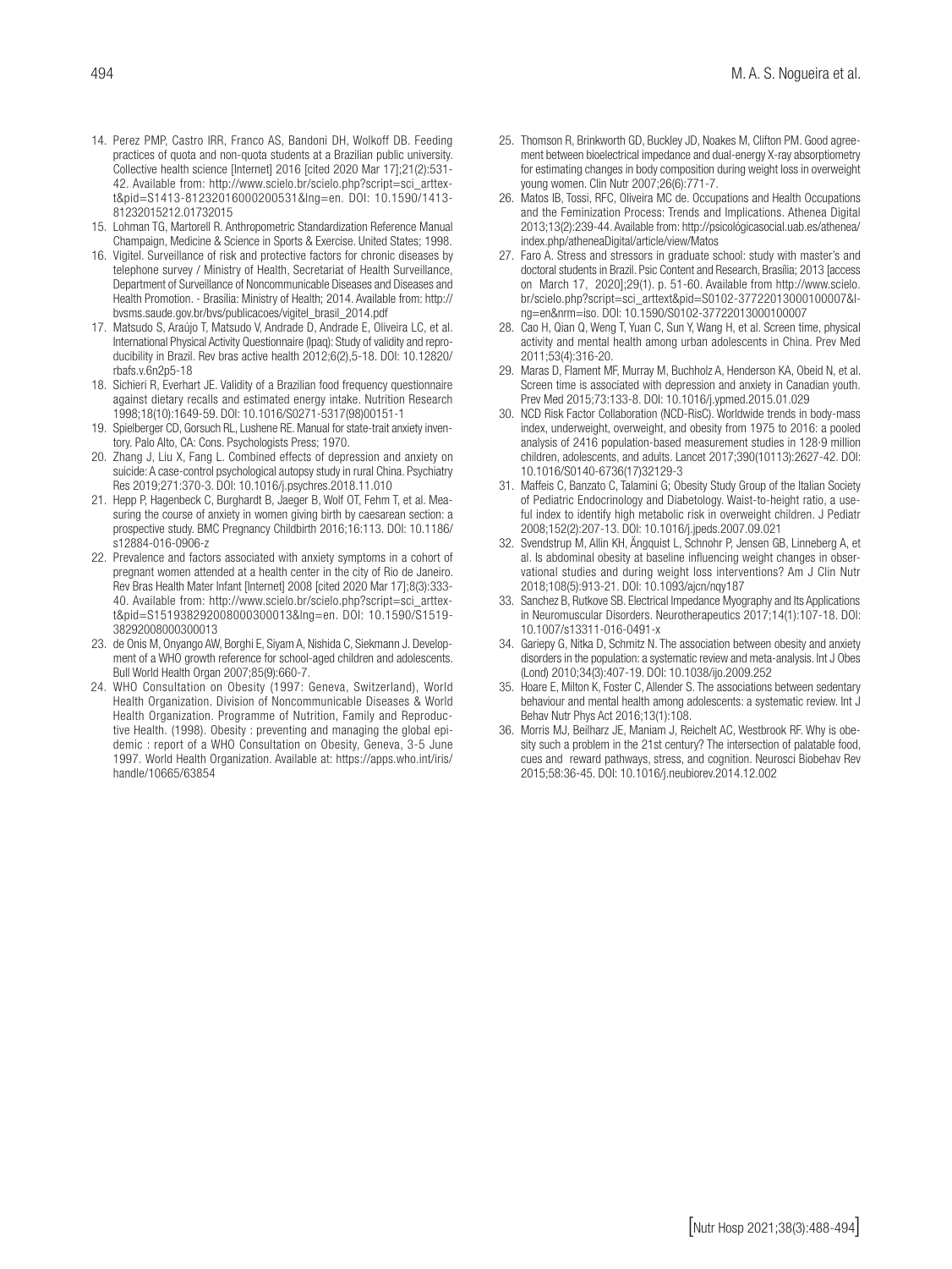14. Perez PMP, Castro IRR, Franco AS, Bandoni DH, Wolkoff DB. Feeding practices of quota and non-quota students at a Brazilian public university. Collective health science [Internet] 2016 [cited 2020 Mar 17];21(2):531-42. Available from: http://www.scielo.br/scielo.php?script=sci_arttext&pid=S1413-81232016000200531&lng=en. DOI: 10.1590/1413-81232015212.01732015
15. Lohman TG, Martorell R. Anthropometric Standardization Reference Manual Champaign, Medicine & Science in Sports & Exercise. United States; 1998.
16. Vigitel. Surveillance of risk and protective factors for chronic diseases by telephone survey / Ministry of Health, Secretariat of Health Surveillance, Department of Surveillance of Noncommunicable Diseases and Diseases and Health Promotion. - Brasília: Ministry of Health; 2014. Available from: http://bvsms.saude.gov.br/bvs/publicacoes/vigitel_brasil_2014.pdf
17. Matsudo S, Araújo T, Matsudo V, Andrade D, Andrade E, Oliveira LC, et al. International Physical Activity Questionnaire (Ipaq): Study of validity and reproducibility in Brazil. Rev bras active health 2012;6(2),5-18. DOI: 10.12820/rbafs.v.6n2p5-18
18. Sichieri R, Everhart JE. Validity of a Brazilian food frequency questionnaire against dietary recalls and estimated energy intake. Nutrition Research 1998;18(10):1649-59. DOI: 10.1016/S0271-5317(98)00151-1
19. Spielberger CD, Gorsuch RL, Lushene RE. Manual for state-trait anxiety inventory. Palo Alto, CA: Cons. Psychologists Press; 1970.
20. Zhang J, Liu X, Fang L. Combined effects of depression and anxiety on suicide: A case-control psychological autopsy study in rural China. Psychiatry Res 2019;271:370-3. DOI: 10.1016/j.psychres.2018.11.010
21. Hepp P, Hagenbeck C, Burghardt B, Jaeger B, Wolf OT, Fehm T, et al. Measuring the course of anxiety in women giving birth by caesarean section: a prospective study. BMC Pregnancy Childbirth 2016;16:113. DOI: 10.1186/s12884-016-0906-z
22. Prevalence and factors associated with anxiety symptoms in a cohort of pregnant women attended at a health center in the city of Rio de Janeiro. Rev Bras Health Mater Infant [Internet] 2008 [cited 2020 Mar 17];8(3):333-40. Available from: http://www.scielo.br/scielo.php?script=sci_arttext&pid=S151938292008000300013&lng=en. DOI: 10.1590/S1519-38292008000300013
23. de Onis M, Onyango AW, Borghi E, Siyam A, Nishida C, Siekmann J. Development of a WHO growth reference for school-aged children and adolescents. Bull World Health Organ 2007;85(9):660-7.
24. WHO Consultation on Obesity (1997: Geneva, Switzerland), World Health Organization. Division of Noncommunicable Diseases & World Health Organization. Programme of Nutrition, Family and Reproductive Health. (1998). Obesity : preventing and managing the global epidemic : report of a WHO Consultation on Obesity, Geneva, 3-5 June 1997. World Health Organization. Available at: https://apps.who.int/iris/handle/10665/63854
25. Thomson R, Brinkworth GD, Buckley JD, Noakes M, Clifton PM. Good agreement between bioelectrical impedance and dual-energy X-ray absorptiometry for estimating changes in body composition during weight loss in overweight young women. Clin Nutr 2007;26(6):771-7.
26. Matos IB, Tossi, RFC, Oliveira MC de. Occupations and Health Occupations and the Feminization Process: Trends and Implications. Athenea Digital 2013;13(2):239-44. Available from: http://psicológicasocial.uab.es/athenea/index.php/atheneaDigital/article/view/Matos
27. Faro A. Stress and stressors in graduate school: study with master's and doctoral students in Brazil. Psic Content and Research, Brasília; 2013 [access on March 17, 2020];29(1). p. 51-60. Available from http://www.scielo.br/scielo.php?script=sci_arttext&pid=S0102-37722013000100007&lng=en&nrm=iso. DOI: 10.1590/S0102-37722013000100007
28. Cao H, Qian Q, Weng T, Yuan C, Sun Y, Wang H, et al. Screen time, physical activity and mental health among urban adolescents in China. Prev Med 2011;53(4):316-20.
29. Maras D, Flament MF, Murray M, Buchholz A, Henderson KA, Obeid N, et al. Screen time is associated with depression and anxiety in Canadian youth. Prev Med 2015;73:133-8. DOI: 10.1016/j.ypmed.2015.01.029
30. NCD Risk Factor Collaboration (NCD-RisC). Worldwide trends in body-mass index, underweight, overweight, and obesity from 1975 to 2016: a pooled analysis of 2416 population-based measurement studies in 128·9 million children, adolescents, and adults. Lancet 2017;390(10113):2627-42. DOI: 10.1016/S0140-6736(17)32129-3
31. Maffeis C, Banzato C, Talamini G; Obesity Study Group of the Italian Society of Pediatric Endocrinology and Diabetology. Waist-to-height ratio, a useful index to identify high metabolic risk in overweight children. J Pediatr 2008;152(2):207-13. DOI: 10.1016/j.jpeds.2007.09.021
32. Svendstrup M, Allin KH, Ängquist L, Schnohr P, Jensen GB, Linneberg A, et al. Is abdominal obesity at baseline influencing weight changes in observational studies and during weight loss interventions? Am J Clin Nutr 2018;108(5):913-21. DOI: 10.1093/ajcn/nqy187
33. Sanchez B, Rutkove SB. Electrical Impedance Myography and Its Applications in Neuromuscular Disorders. Neurotherapeutics 2017;14(1):107-18. DOI: 10.1007/s13311-016-0491-x
34. Gariepy G, Nitka D, Schmitz N. The association between obesity and anxiety disorders in the population: a systematic review and meta-analysis. Int J Obes (Lond) 2010;34(3):407-19. DOI: 10.1038/ijo.2009.252
35. Hoare E, Milton K, Foster C, Allender S. The associations between sedentary behaviour and mental health among adolescents: a systematic review. Int J Behav Nutr Phys Act 2016;13(1):108.
36. Morris MJ, Beilharz JE, Maniam J, Reichelt AC, Westbrook RF. Why is obesity such a problem in the 21st century? The intersection of palatable food, cues and reward pathways, stress, and cognition. Neurosci Biobehav Rev 2015;58:36-45. DOI: 10.1016/j.neubiorev.2014.12.002